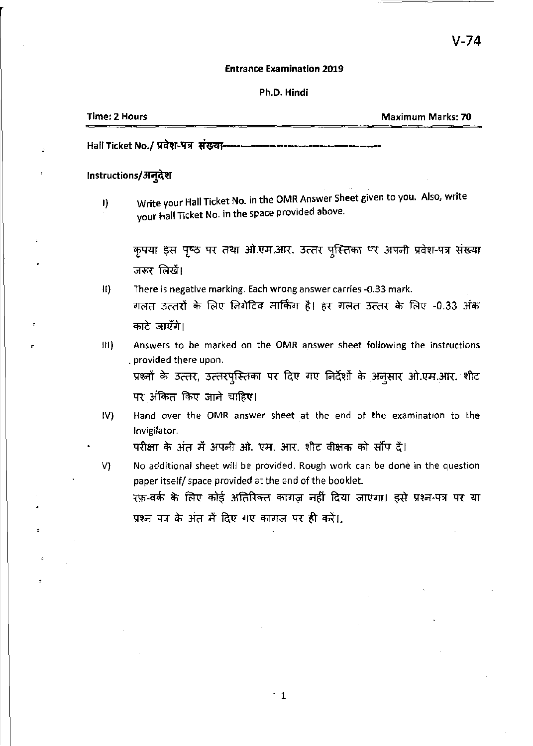V-74

**Entrance Examination 2019**

**Ph.D. Hindi**

**Time: 2 Hours** | **Maximum Marks: 70**

**Hall Ticket No./ प्रवेश-पत्र संख्या**------------------------------------

**Instructions/अनुदेश**

I) Write your Hall Ticket No. in the OMR Answer Sheet given to you. Also, write your Hall Ticket No. in the space provided above.

कृपया इस पृष्ठ पर तथा ओ.एम.आर. उत्तर पुस्तिका पर अपनी प्रवेश-पत्र संख्या जरूर लिखें।

II) There is negative marking. Each wrong answer carries -0.33 mark.
गलत उत्तरों के लिए निगेटिव मार्किंग है। हर गलत उत्तर के लिए -0.33 अंक काटे जाएँगे।

III) Answers to be marked on the OMR answer sheet following the instructions provided there upon.
प्रश्नों के उत्तर, उत्तरपुस्तिका पर दिए गए निर्देशों के अनुसार ओ.एम.आर. शीट पर अंकित किए जाने चाहिए।

IV) Hand over the OMR answer sheet at the end of the examination to the Invigilator.
परीक्षा के अंत में अपनी ओ. एम. आर. शीट वीक्षक को सौंप दें।

V) No additional sheet will be provided. Rough work can be done in the question paper itself/ space provided at the end of the booklet.
रफ़-वर्क के लिए कोई अतिरिक्त कागज़ नहीं दिया जाएगा। इसे प्रश्न-पत्र पर या प्रश्न पत्र के अंत में दिए गए कागज पर ही करें।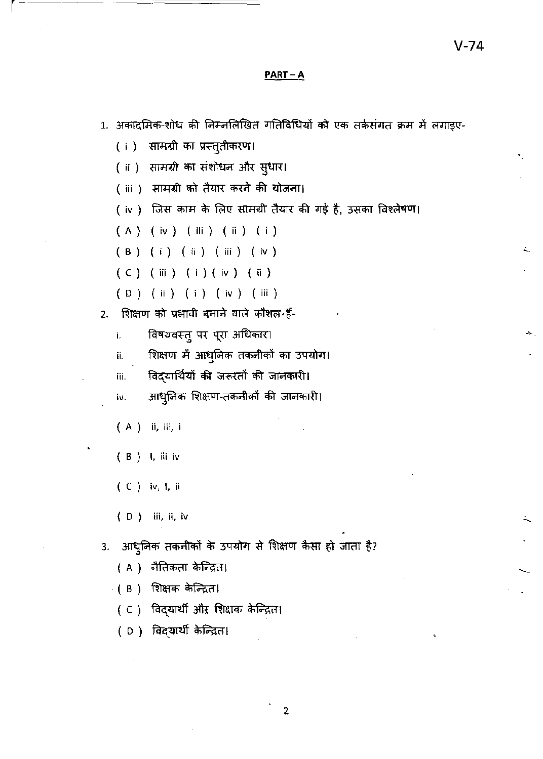V-74

## PART – A

1. अकादमिक-शोध की निम्नलिखित गतिविधियों को एक तर्कसंगत क्रम में लगाइए-

   ( i ) सामग्री का प्रस्तुतीकरण।

   ( ii ) सामग्री का संशोधन और सुधार।

   ( iii ) सामग्री को तैयार करने की योजना।

   ( iv ) जिस काम के लिए सामग्री तैयार की गई है, उसका विश्लेषण।

   ( A ) ( iv ) ( iii ) ( ii ) ( i )

   ( B ) ( i ) ( ii ) ( iii ) ( iv )

   ( C ) ( iii ) ( i ) ( iv ) ( ii )

   ( D ) ( ii ) ( i ) ( iv ) ( iii )

2. शिक्षण को प्रभावी बनाने वाले कौशल हैं-

   i. विषयवस्तु पर पूरा अधिकार।

   ii. शिक्षण में आधुनिक तकनीकों का उपयोग।

   iii. विद्यार्थियों की जरूरतों की जानकारी।

   iv. आधुनिक शिक्षण-तकनीकों की जानकारी।

   ( A ) ii, iii, i

   ( B ) I, iii iv

   ( C ) iv, I, ii

   ( D ) iii, ii, iv

3. आधुनिक तकनीकों के उपयोग से शिक्षण कैसा हो जाता है?

   ( A ) नैतिकता केन्द्रित।

   ( B ) शिक्षक केन्द्रित।

   ( C ) विद्यार्थी और शिक्षक केन्द्रित।

   ( D ) विद्यार्थी केन्द्रित।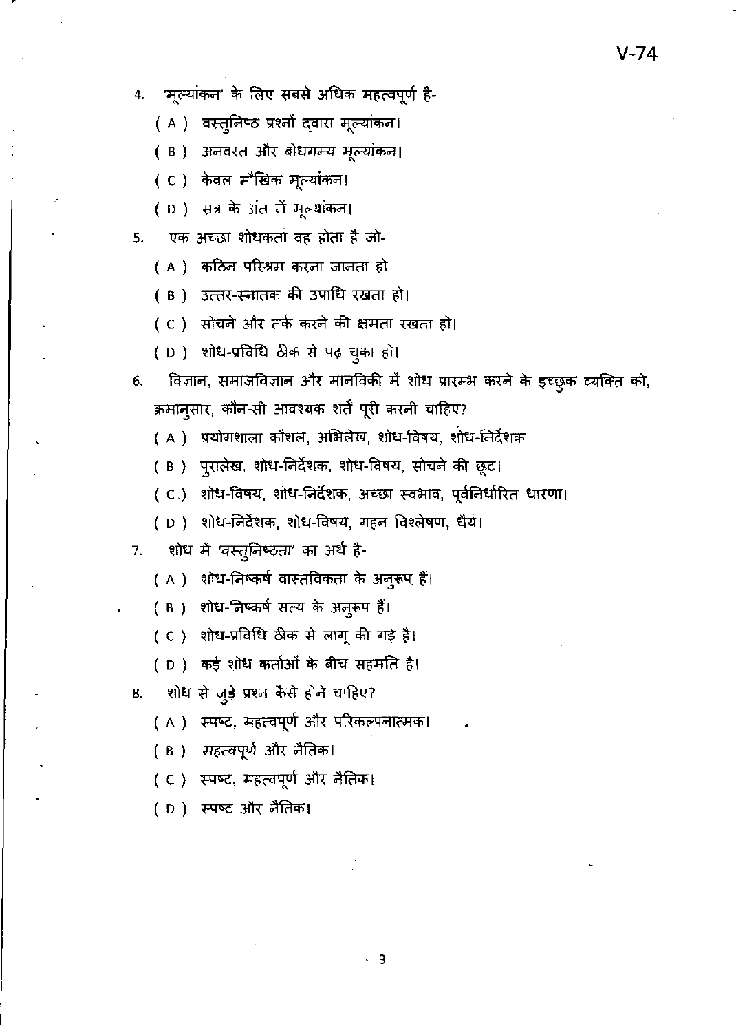4. 'मूल्यांकन' के लिए सबसे अधिक महत्वपूर्ण है-
   - ( A ) वस्तुनिष्ठ प्रश्नों द्वारा मूल्यांकन।
   - ( B ) अनवरत और बोधगम्य मूल्यांकन।
   - ( C ) केवल मौखिक मूल्यांकन।
   - ( D ) सत्र के अंत में मूल्यांकन।

5. एक अच्छा शोधकर्ता वह होता है जो-
   - ( A ) कठिन परिश्रम करना जानता हो।
   - ( B ) उत्तर-स्नातक की उपाधि रखता हो।
   - ( C ) सोचने और तर्क करने की क्षमता रखता हो।
   - ( D ) शोध-प्रविधि ठीक से पढ़ चुका हो।

6. विज्ञान, समाजविज्ञान और मानविकी में शोध प्रारम्भ करने के इच्छुक व्यक्ति को, क्रमानुसार, कौन-सी आवश्यक शर्तें पूरी करनी चाहिए?
   - ( A ) प्रयोगशाला कौशल, अभिलेख, शोध-विषय, शोध-निर्देशक
   - ( B ) पुरालेख, शोध-निर्देशक, शोध-विषय, सोचने की छूट।
   - ( C ) शोध-विषय, शोध-निर्देशक, अच्छा स्वभाव, पूर्वनिर्धारित धारणा।
   - ( D ) शोध-निर्देशक, शोध-विषय, गहन विश्लेषण, धैर्य।

7. शोध में *'वस्तुनिष्ठता'* का अर्थ है-
   - ( A ) शोध-निष्कर्ष वास्तविकता के अनुरूप हैं।
   - ( B ) शोध-निष्कर्ष सत्य के अनुरूप हैं।
   - ( C ) शोध-प्रविधि ठीक से लागू की गई है।
   - ( D ) कई शोध कर्ताओं के बीच सहमति है।

8. शोध से जुड़े प्रश्न कैसे होने चाहिए?
   - ( A ) स्पष्ट, महत्वपूर्ण और परिकल्पनात्मक।
   - ( B ) महत्वपूर्ण और नैतिक।
   - ( C ) स्पष्ट, महत्वपूर्ण और नैतिक।
   - ( D ) स्पष्ट और नैतिक।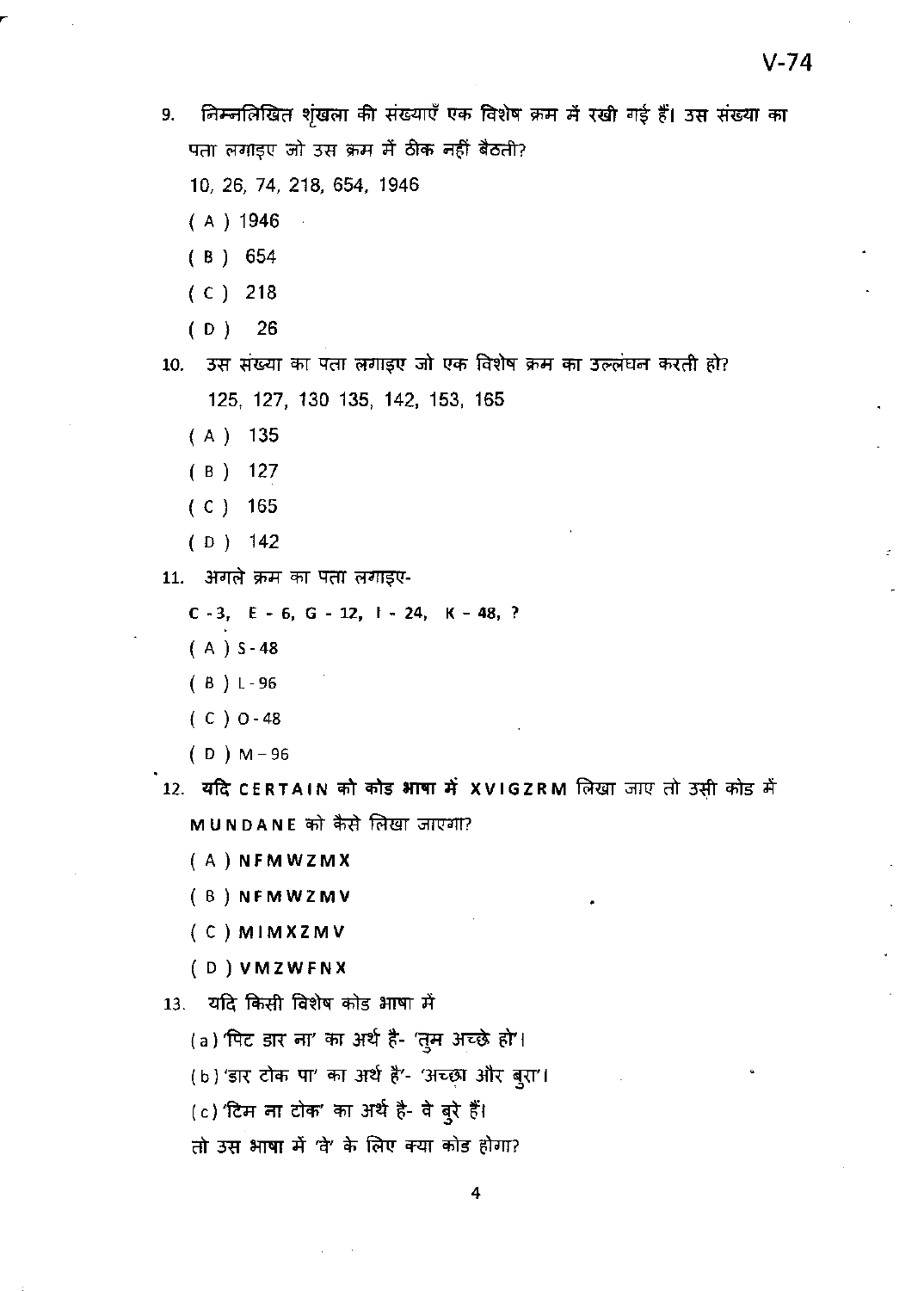9. निम्नलिखित शृंखला की संख्याएँ एक विशेष क्रम में रखी गई हैं। उस संख्या का पता लगाइए जो उस क्रम में ठीक नहीं बैठती?

   10, 26, 74, 218, 654, 1946

   ( A ) 1946

   ( B ) 654

   ( C ) 218

   ( D ) 26

10. उस संख्या का पता लगाइए जो एक विशेष क्रम का उल्लंघन करती हो?

    125, 127, 130 135, 142, 153, 165

    ( A ) 135

    ( B ) 127

    ( C ) 165

    ( D ) 142

11. अगले क्रम का पता लगाइए-

    **C - 3, E - 6, G - 12, I - 24, K - 48, ?**

    ( A ) S - 48

    ( B ) L - 96

    ( C ) O - 48

    ( D ) M – 96

12. **यदि CERTAIN को कोड भाषा में XVIGZRM** लिखा जाए तो उसी कोड में **MUNDANE** को कैसे लिखा जाएगा?

    ( A ) **NFMWZMX**

    ( B ) **NFMWZMV**

    ( C ) **MIMXZMV**

    ( D ) **VMZWFNX**

13. यदि किसी विशेष कोड भाषा में

    (a) 'पिट डार ना' का अर्थ है- 'तुम अच्छे हो'।

    (b) 'डार टोक पा' का अर्थ है'- 'अच्छा और बुरा'।

    (c) 'टिम ना टोक' का अर्थ है- वे बुरे हैं।

    तो उस भाषा में 'वे' के लिए क्या कोड होगा?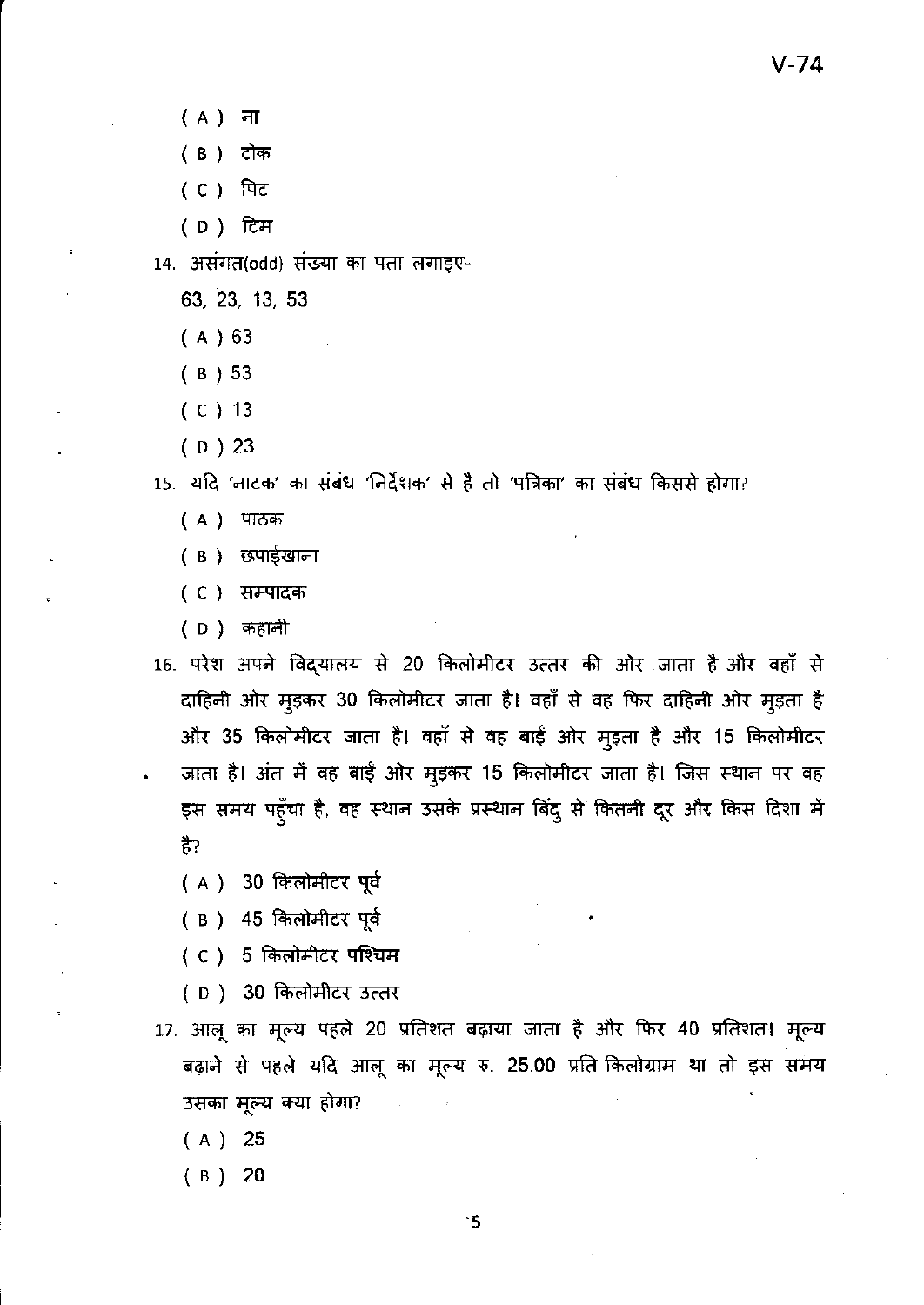( A ) ना

( B ) टोक

( C ) पिट

( D ) टिम

14. असंगत(odd) संख्या का पता लगाइए-

 **63, 23, 13, 53**

 ( A ) 63

 ( B ) 53

 ( C ) 13

 ( D ) 23

15. यदि 'नाटक' का संबंध 'निर्देशक' से है तो 'पत्रिका' का संबंध किससे होगा?

 ( A ) पाठक

 ( B ) छपाईखाना

 ( C ) सम्पादक

 ( D ) कहानी

16. परेश अपने विद्यालय से 20 किलोमीटर उत्तर की ओर जाता है और वहाँ से दाहिनी ओर मुड़कर 30 किलोमीटर जाता है। वहाँ से वह फिर दाहिनी ओर मुड़ता है और 35 किलोमीटर जाता है। वहाँ से वह बाईं ओर मुड़ता है और 15 किलोमीटर जाता है। अंत में वह बाईं ओर मुड़कर 15 किलोमीटर जाता है। जिस स्थान पर वह इस समय पहुँचा है, वह स्थान उसके प्रस्थान बिंदु से कितनी दूर और किस दिशा में है?

 ( A ) 30 किलोमीटर पूर्व

 ( B ) 45 किलोमीटर पूर्व

 ( C ) 5 किलोमीटर पश्चिम

 ( D ) 30 किलोमीटर उत्तर

17. आलू का मूल्य पहले 20 प्रतिशत बढ़ाया जाता है और फिर 40 प्रतिशत। मूल्य बढ़ाने से पहले यदि आलू का मूल्य रु. 25.00 प्रति किलोग्राम था तो इस समय उसका मूल्य क्या होगा?

 ( A ) 25

 ( B ) 20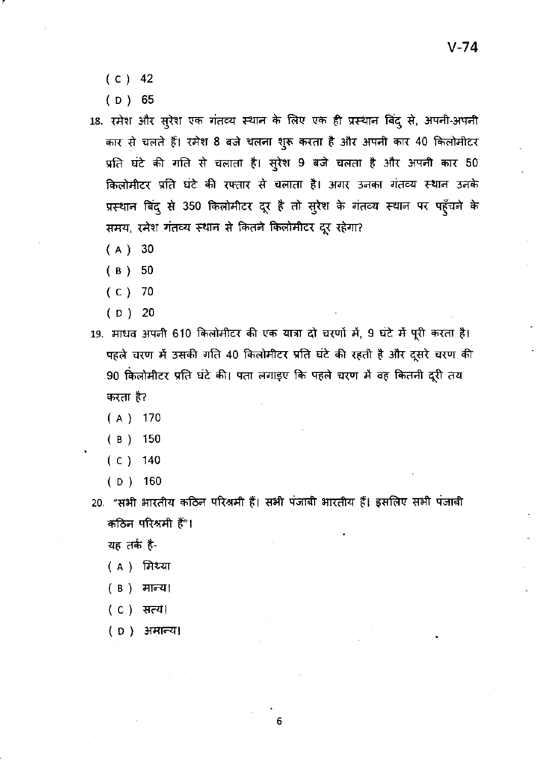( C ) 42

( D ) 65

18. रमेश और सुरेश एक गंतव्य स्थान के लिए एक ही प्रस्थान बिंदु से, अपनी-अपनी कार से चलते हैं। रमेश 8 बजे चलना शुरू करता है और अपनी कार 40 किलोमीटर प्रति घंटे की गति से चलाता है। सुरेश 9 बजे चलता है और अपनी कार 50 किलोमीटर प्रति घंटे की रफ्तार से चलाता है। अगर उनका गंतव्य स्थान उनके प्रस्थान बिंदु से 350 किलोमीटर दूर है तो सुरेश के गंतव्य स्थान पर पहुँचने के समय, रमेश गंतव्य स्थान से कितने किलोमीटर दूर रहेगा?

    ( A ) 30

    ( B ) 50

    ( C ) 70

    ( D ) 20

19. माधव अपनी 610 किलोमीटर की एक यात्रा दो चरणों में, 9 घंटे में पूरी करता है। पहले चरण में उसकी गति 40 किलोमीटर प्रति घंटे की रहती है और दूसरे चरण की 90 किलोमीटर प्रति घंटे की। पता लगाइए कि पहले चरण में वह कितनी दूरी तय करता है?

    ( A ) 170

    ( B ) 150

    ( C ) 140

    ( D ) 160

20. "सभी भारतीय कठिन परिश्रमी हैं। सभी पंजाबी भारतीय हैं। इसलिए सभी पंजाबी कठिन परिश्रमी हैं"।

    यह तर्क है-

    ( A ) मिथ्या

    ( B ) मान्य।

    ( C ) सत्य।

    ( D ) अमान्य।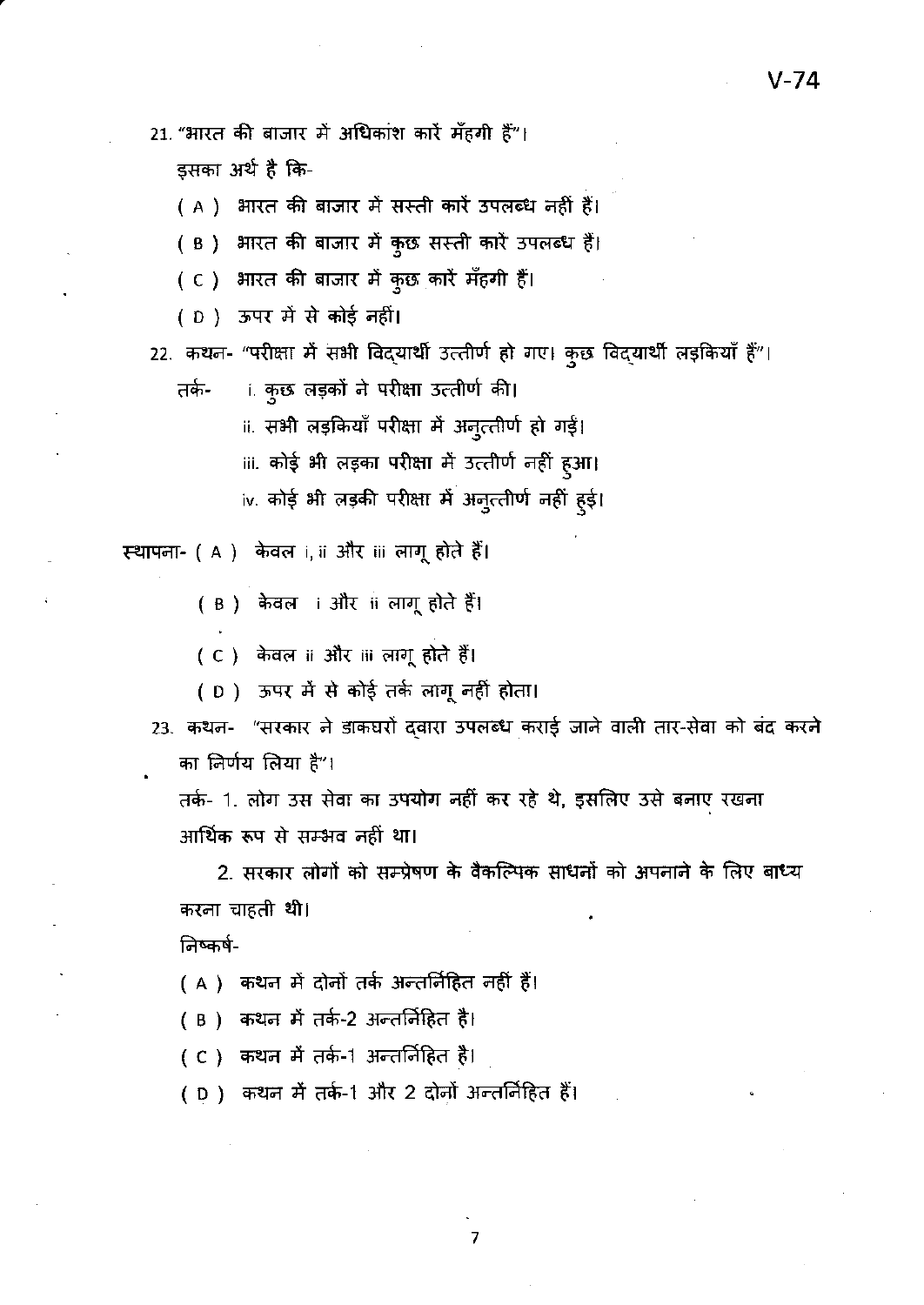21. "भारत की बाजार में अधिकांश कारें मँहगी हैं"।

इसका अर्थ है कि-

( A ) भारत की बाजार में सस्ती कारें उपलब्ध नहीं हैं।

( B ) भारत की बाजार में कुछ सस्ती कारें उपलब्ध हैं।

( C ) भारत की बाजार में कुछ कारें मँहगी हैं।

( D ) ऊपर में से कोई नहीं।

22. कथन- "परीक्षा में सभी विद्यार्थी उत्तीर्ण हो गए। कुछ विद्यार्थी लड़कियाँ हैं"।

तर्क- i. कुछ लड़कों ने परीक्षा उत्तीर्ण की।

ii. सभी लड़कियाँ परीक्षा में अनुत्तीर्ण हो गईं।

iii. कोई भी लड़का परीक्षा में उत्तीर्ण नहीं हुआ।

iv. कोई भी लड़की परीक्षा में अनुत्तीर्ण नहीं हुई।

स्थापना- ( A ) केवल i, ii और iii लागू होते हैं।

( B ) केवल i और ii लागू होते हैं।

( C ) केवल ii और iii लागू होते हैं।

( D ) ऊपर में से कोई तर्क लागू नहीं होता।

23. कथन- "सरकार ने डाकघरों द्वारा उपलब्ध कराई जाने वाली तार-सेवा को बंद करने का निर्णय लिया है"।

तर्क- 1. लोग उस सेवा का उपयोग नहीं कर रहे थे, इसलिए उसे बनाए रखना आर्थिक रूप से सम्भव नहीं था।

2. सरकार लोगों को सम्प्रेषण के वैकल्पिक साधनों को अपनाने के लिए बाध्य करना चाहती थी।

निष्कर्ष-

( A ) कथन में दोनों तर्क अन्तर्निहित नहीं हैं।

( B ) कथन में तर्क-2 अन्तर्निहित है।

( C ) कथन में तर्क-1 अन्तर्निहित है।

( D ) कथन में तर्क-1 और 2 दोनों अन्तर्निहित हैं।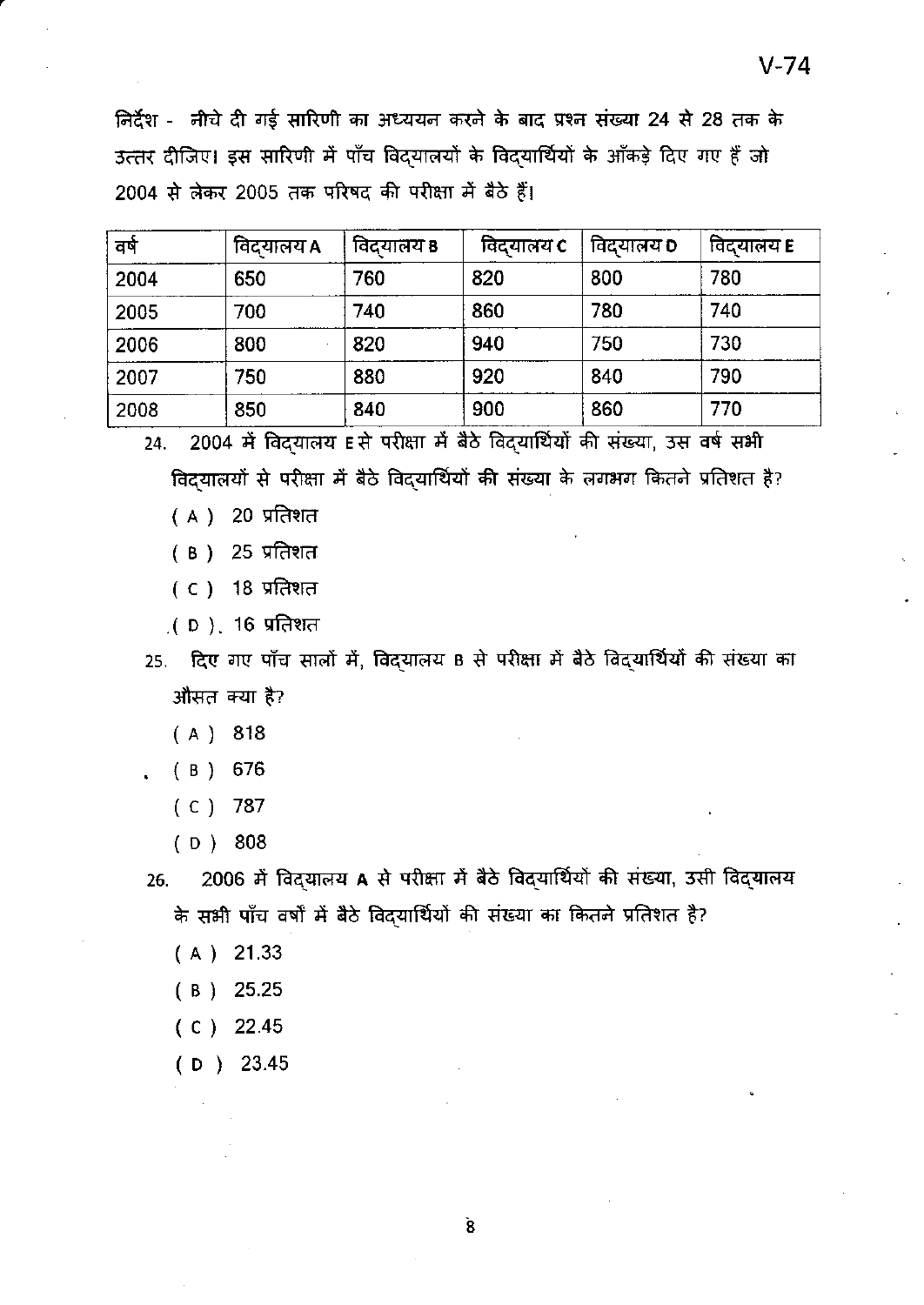निर्देश - नीचे दी गई सारिणी का अध्ययन करने के बाद प्रश्न संख्या 24 से 28 तक के उत्तर दीजिए। इस सारिणी में पाँच विद्यालयों के विद्यार्थियों के आँकड़े दिए गए हैं जो 2004 से लेकर 2005 तक परिषद की परीक्षा में बैठे हैं।

| वर्ष | विद्यालय A | विद्यालय B | विद्यालय C | विद्यालय D | विद्यालय E |
|---|---|---|---|---|---|
| 2004 | 650 | 760 | 820 | 800 | 780 |
| 2005 | 700 | 740 | 860 | 780 | 740 |
| 2006 | 800 | 820 | 940 | 750 | 730 |
| 2007 | 750 | 880 | 920 | 840 | 790 |
| 2008 | 850 | 840 | 900 | 860 | 770 |

24. 2004 में विद्यालय E से परीक्षा में बैठे विद्यार्थियों की संख्या, उस वर्ष सभी विद्यालयों से परीक्षा में बैठे विद्यार्थियों की संख्या के लगभग कितने प्रतिशत है?
   - ( A ) 20 प्रतिशत
   - ( B ) 25 प्रतिशत
   - ( C ) 18 प्रतिशत
   - ( D ) 16 प्रतिशत

25. दिए गए पाँच सालों में, विद्यालय B से परीक्षा में बैठे विद्यार्थियों की संख्या का औसत क्या है?
   - ( A ) 818
   - ( B ) 676
   - ( C ) 787
   - ( D ) 808

26. 2006 में विद्यालय **A** से परीक्षा में बैठे विद्यार्थियों की संख्या, उसी विद्यालय के सभी पाँच वर्षों में बैठे विद्यार्थियों की संख्या का कितने प्रतिशत है?
   - ( A ) 21.33
   - ( B ) 25.25
   - ( C ) 22.45
   - ( D ) 23.45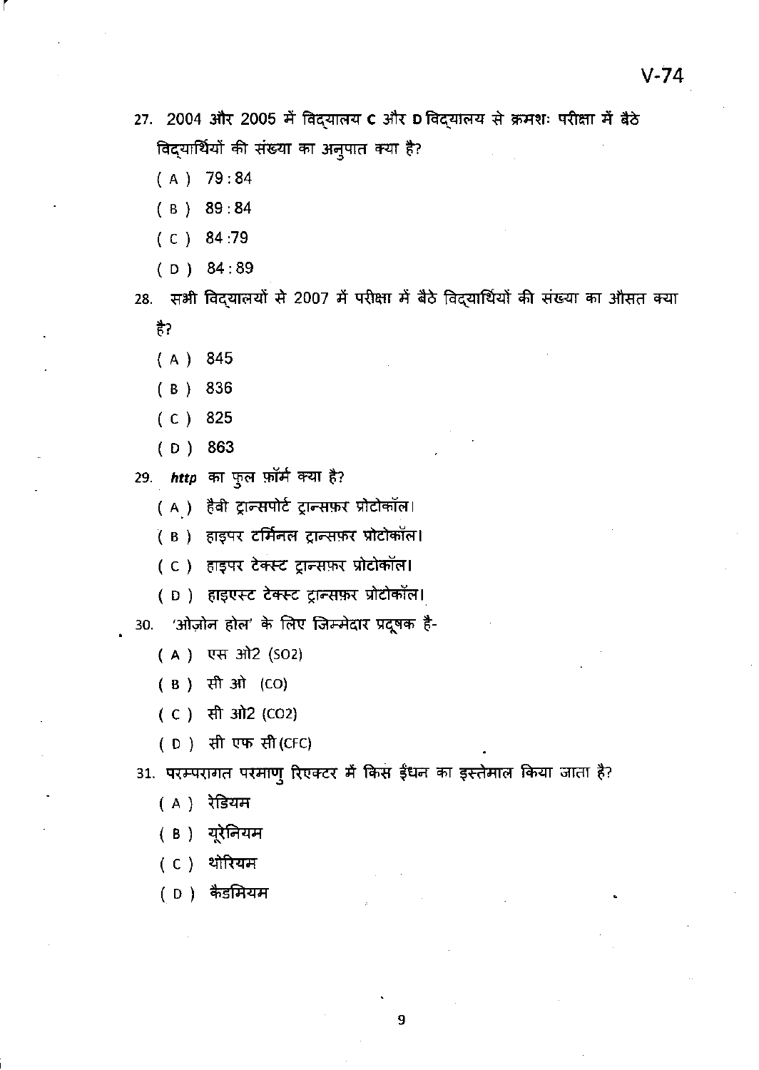27. 2004 और 2005 में विद्यालय **C** और **D** विद्यालय से क्रमशः परीक्षा में बैठे विद्यार्थियों की संख्या का अनुपात क्या है?

   ( A ) 79 : 84
   
   ( B ) 89 : 84
   
   ( C ) 84 :79
   
   ( D ) 84 : 89

28. सभी विद्यालयों से 2007 में परीक्षा में बैठे विद्यार्थियों की संख्या का औसत क्या है?

   ( A ) 845
   
   ( B ) 836
   
   ( C ) 825
   
   ( D ) 863

29. ***http*** का फुल फ़ॉर्म क्या है?

   ( A ) हैवी ट्रान्सपोर्ट ट्रान्सफ़र प्रोटोकॉल।
   
   ( B ) हाइपर टर्मिनल ट्रान्सफ़र प्रोटोकॉल।
   
   ( C ) हाइपर टेक्स्ट ट्रान्सफ़र प्रोटोकॉल।
   
   ( D ) हाइएस्ट टेक्स्ट ट्रान्सफ़र प्रोटोकॉल।

30. 'ओज़ोन होल' के लिए जिम्मेदार प्रदूषक है-

   ( A ) एस ओ2 ($SO_2$)
   
   ( B ) सी ओ (CO)
   
   ( C ) सी ओ2 ($CO_2$)
   
   ( D ) सी एफ सी (CFC)

31. परम्परागत परमाणु रिएक्टर में किस ईंधन का इस्तेमाल किया जाता है?

   ( A ) रेडियम
   
   ( B ) यूरेनियम
   
   ( C ) थोरियम
   
   ( D ) कैडमियम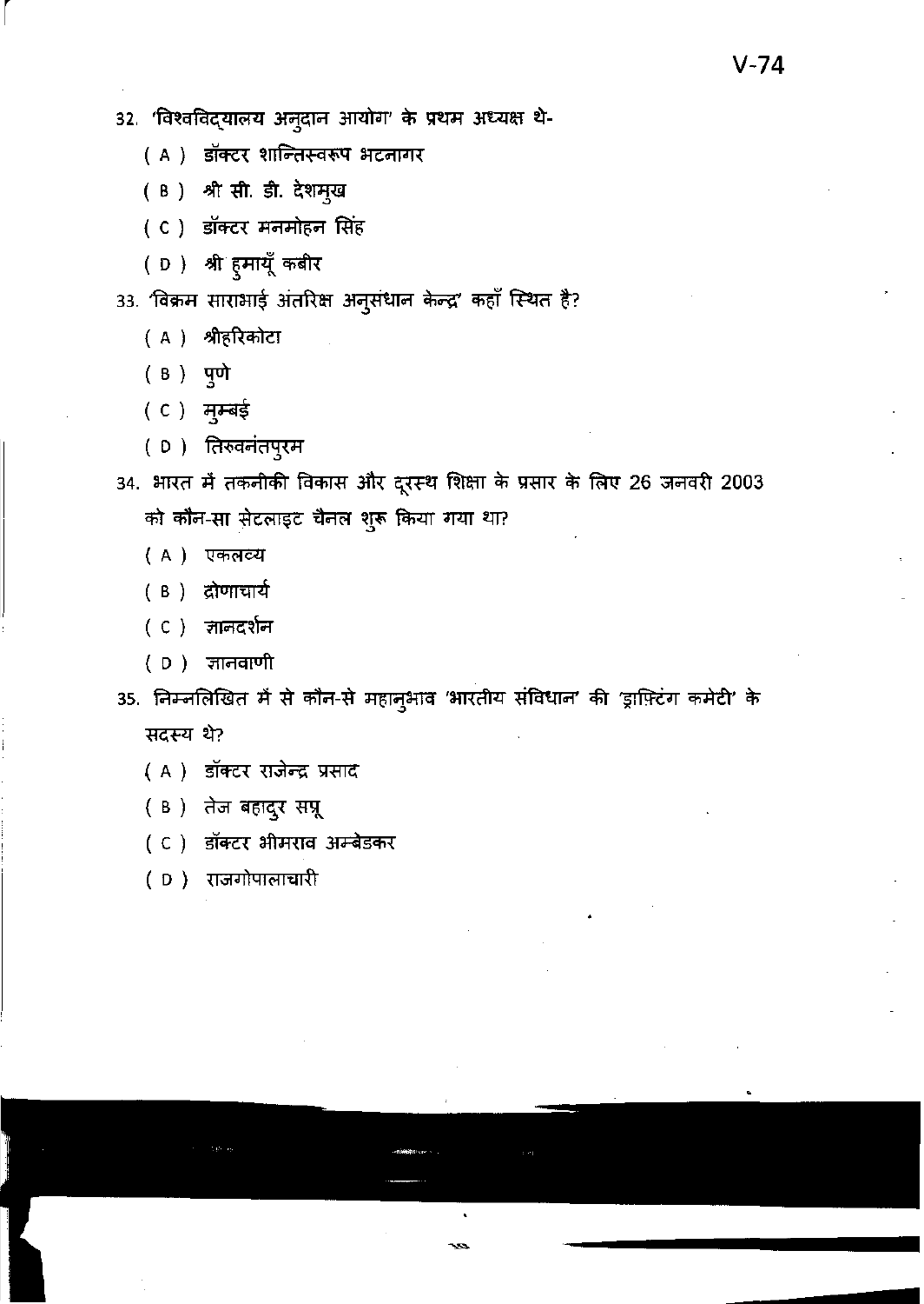32. 'विश्वविद्यालय अनुदान आयोग' के प्रथम अध्यक्ष थे-
   - ( A ) डॉक्टर शान्तिस्वरूप भटनागर
   - ( B ) श्री सी. डी. देशमुख
   - ( C ) डॉक्टर मनमोहन सिंह
   - ( D ) श्री हुमायूँ कबीर

33. 'विक्रम साराभाई अंतरिक्ष अनुसंधान केन्द्र' कहाँ स्थित है?
   - ( A ) श्रीहरिकोटा
   - ( B ) पुणे
   - ( C ) मुम्बई
   - ( D ) तिरुवनंतपुरम

34. भारत में तकनीकी विकास और दूरस्थ शिक्षा के प्रसार के लिए 26 जनवरी 2003 को कौन-सा सेटलाइट चैनल शुरू किया गया था?
   - ( A ) एकलव्य
   - ( B ) द्रोणाचार्य
   - ( C ) ज्ञानदर्शन
   - ( D ) ज्ञानवाणी

35. निम्नलिखित में से कौन-से महानुभाव 'भारतीय संविधान' की 'ड्राफ़्टिंग कमेटी' के सदस्य थे?
   - ( A ) डॉक्टर राजेन्द्र प्रसाद
   - ( B ) तेज बहादुर सप्रू
   - ( C ) डॉक्टर भीमराव अम्बेडकर
   - ( D ) राजगोपालाचारी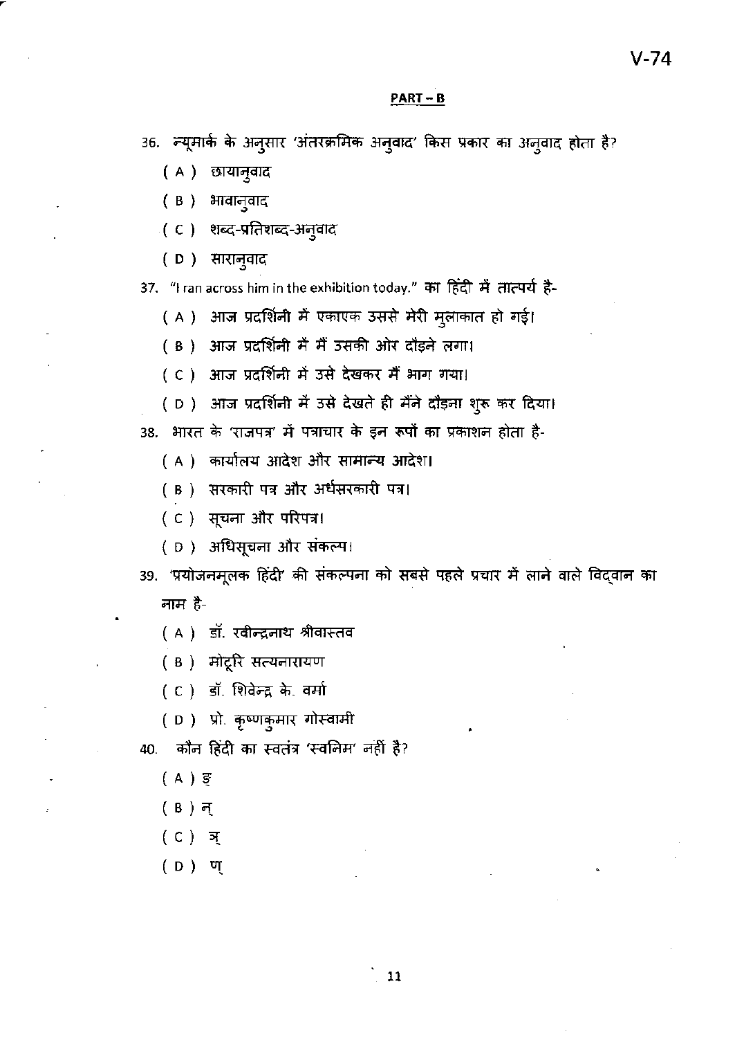## PART – B

36. न्यूमार्क के अनुसार 'अंतरक्रमिक अनुवाद' किस प्रकार का अनुवाद होता है?

   ( A ) छायानुवाद

   ( B ) भावानुवाद

   ( C ) शब्द-प्रतिशब्द-अनुवाद

   ( D ) सारानुवाद

37. "I ran across him in the exhibition today." का हिंदी में तात्पर्य है-

   ( A ) आज प्रदर्शिनी में एकाएक उससे मेरी मुलाकात हो गई।

   ( B ) आज प्रदर्शिनी में मैं उसकी ओर दौड़ने लगा।

   ( C ) आज प्रदर्शिनी में उसे देखकर मैं भाग गया।

   ( D ) आज प्रदर्शिनी में उसे देखते ही मैंने दौड़ना शुरू कर दिया।

38. भारत के 'राजपत्र' में पत्राचार के इन रूपों का प्रकाशन होता है-

   ( A ) कार्यालय आदेश और सामान्य आदेश।

   ( B ) सरकारी पत्र और अर्धसरकारी पत्र।

   ( C ) सूचना और परिपत्र।

   ( D ) अधिसूचना और संकल्प।

39. 'प्रयोजनमूलक हिंदी' की संकल्पना को सबसे पहले प्रचार में लाने वाले विद्वान का नाम है-

   ( A ) डॉ. रवीन्द्रनाथ श्रीवास्तव

   ( B ) मोटूरि सत्यनारायण

   ( C ) डॉ. शिवेन्द्र के. वर्मा

   ( D ) प्रो. कृष्णकुमार गोस्वामी

40. कौन हिंदी का स्वतंत्र 'स्वनिम' नहीं है?

   ( A ) ङ्

   ( B ) न्

   ( C ) ञ्

   ( D ) ण्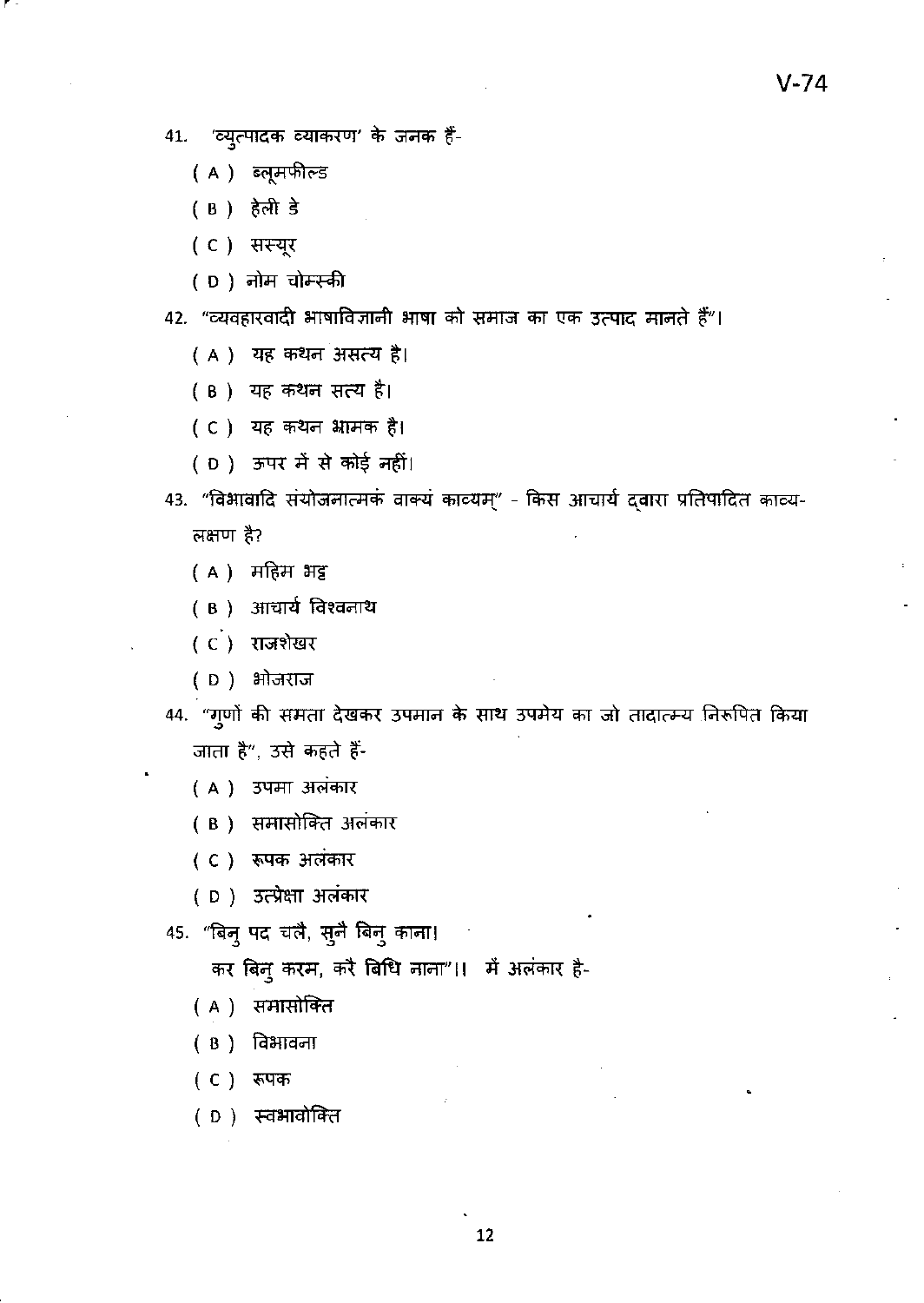41. 'व्युत्पादक व्याकरण' के जनक हैं-

   ( A ) ब्लूमफील्ड

   ( B ) हेली डे

   ( C ) सस्यूर

   ( D ) नोम चोम्स्की

42. "व्यवहारवादी भाषाविज्ञानी भाषा को समाज का एक उत्पाद मानते हैं"।

   ( A ) यह कथन असत्य है।

   ( B ) यह कथन सत्य है।

   ( C ) यह कथन भ्रामक है।

   ( D ) ऊपर में से कोई नहीं।

43. "विभावादि संयोजनात्मकं वाक्यं काव्यम्" - किस आचार्य द्वारा प्रतिपादित काव्य-लक्षण है?

   ( A ) महिम भट्ट

   ( B ) आचार्य विश्वनाथ

   ( C ) राजशेखर

   ( D ) भोजराज

44. "गुणों की समता देखकर उपमान के साथ उपमेय का जो तादात्म्य निरूपित किया जाता है", उसे कहते हैं-

   ( A ) उपमा अलंकार

   ( B ) समासोक्ति अलंकार

   ( C ) रूपक अलंकार

   ( D ) उत्प्रेक्षा अलंकार

45. "बिनु पद चलै, सुनै बिनु काना।
   कर बिनु करम, करै बिधि नाना"।। में अलंकार है-

   ( A ) समासोक्ति

   ( B ) विभावना

   ( C ) रूपक

   ( D ) स्वभावोक्ति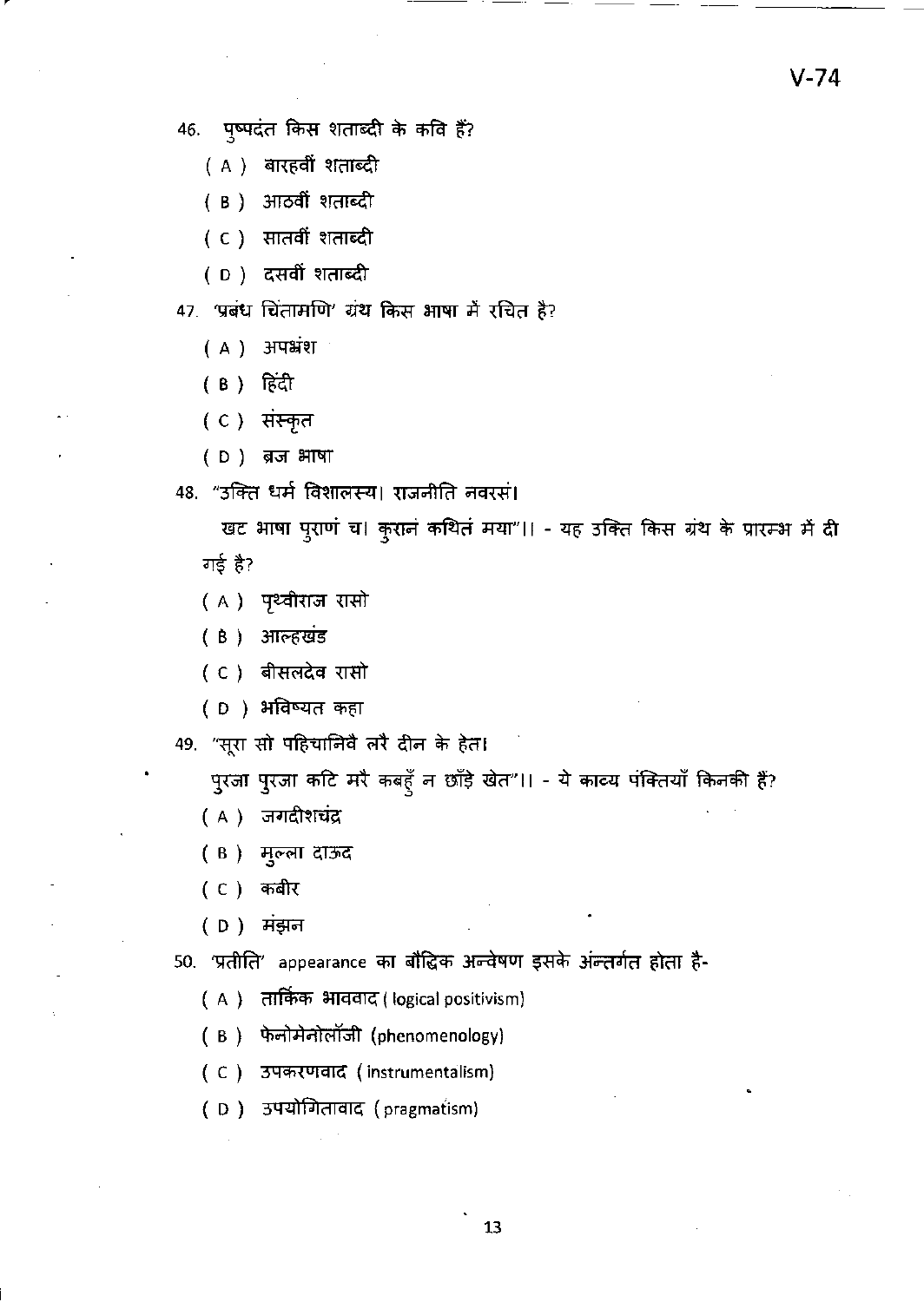46. पुष्पदंत किस शताब्दी के कवि हैं?

( A ) बारहवीं शताब्दी

( B ) आठवीं शताब्दी

( C ) सातवीं शताब्दी

( D ) दसवीं शताब्दी

47. 'प्रबंध चिंतामणि' ग्रंथ किस भाषा में रचित है?

( A ) अपभ्रंश

( B ) हिंदी

( C ) संस्कृत

( D ) ब्रज भाषा

48. "उक्ति धर्म विशालस्य। राजनीति नवरसं।

खट भाषा पुराणं च। कुरानं कथितं मया"।। - यह उक्ति किस ग्रंथ के प्रारम्भ में दी गई है?

( A ) पृथ्वीराज रासो

( B ) आल्हखंड

( C ) बीसलदेव रासो

( D ) भविष्यत कहा

49. "सूरा सो पहिचानिवै लरै दीन के हेत।

पुरजा पुरजा कटि मरै कबहुँ न छाँड़े खेत"।। - ये काव्य पंक्तियाँ किनकी हैं?

( A ) जगदीशचंद्र

( B ) मुल्ला दाऊद

( C ) कबीर

( D ) मंझन

50. 'प्रतीति' appearance का बौद्धिक अन्वेषण इसके अंन्तर्गत होता है-

( A ) तार्किक भाववाद ( logical positivism)

( B ) फेनोमेनोलॉजी (phenomenology)

( C ) उपकरणवाद ( instrumentalism)

( D ) उपयोगितावाद ( pragmatism)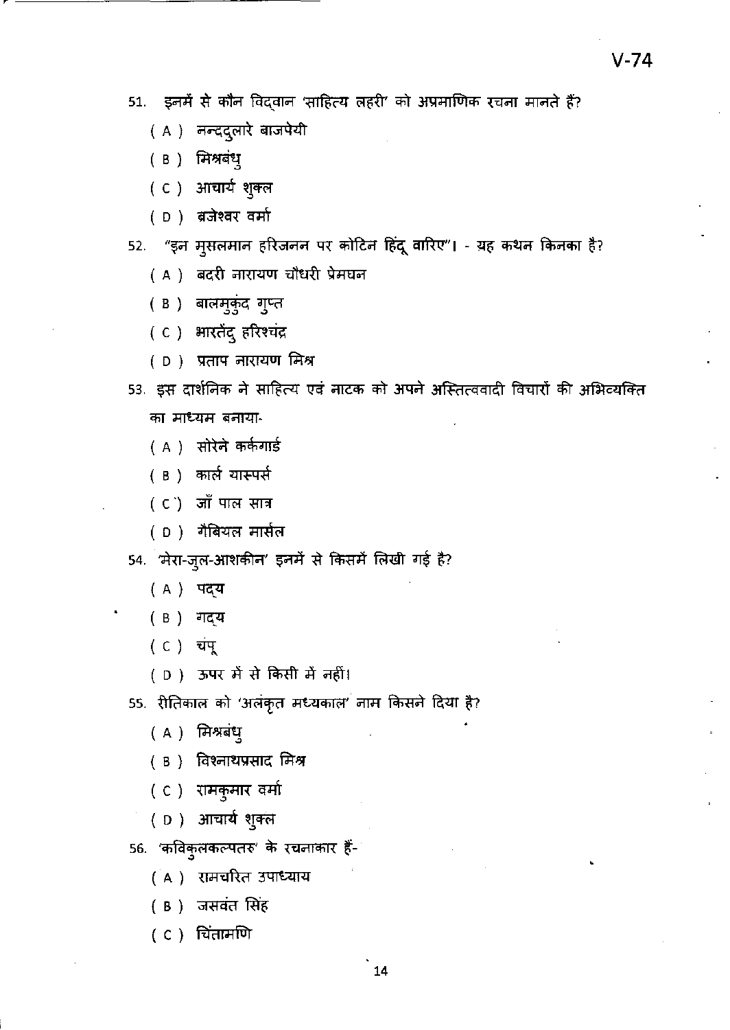51. इनमें से कौन विद्वान 'साहित्य लहरी' को अप्रमाणिक रचना मानते हैं?

( A ) नन्ददुलारे बाजपेयी

( B ) मिश्रबंधु

( C ) आचार्य शुक्ल

( D ) ब्रजेश्वर वर्मा

52. "इन मुसलमान हरिजनन पर कोटिन हिंदू वारिए"। - यह कथन किनका है?

( A ) बदरी नारायण चौधरी प्रेमघन

( B ) बालमुकुंद गुप्त

( C ) भारतेंदु हरिश्चंद्र

( D ) प्रताप नारायण मिश्र

53. इस दार्शनिक ने साहित्य एवं नाटक को अपने अस्तित्ववादी विचारों की अभिव्यक्ति का माध्यम बनाया-

( A ) सोरेने कर्कगार्ड

( B ) कार्ल यास्पर्स

( C ) जाँ पाल सात्र

( D ) गैबियल मार्सल

54. 'मेरा-जुल-आशकीन' इनमें से किसमें लिखी गई है?

( A ) पद्य

( B ) गद्य

( C ) चंपू

( D ) ऊपर में से किसी में नहीं।

55. रीतिकाल को 'अलंकृत मध्यकाल' नाम किसने दिया है?

( A ) मिश्रबंधु

( B ) विश्नाथप्रसाद मिश्र

( C ) रामकुमार वर्मा

( D ) आचार्य शुक्ल

56. 'कविकुलकल्पतरु' के रचनाकार हैं-

( A ) रामचरित उपाध्याय

( B ) जसवंत सिंह

( C ) चिंतामणि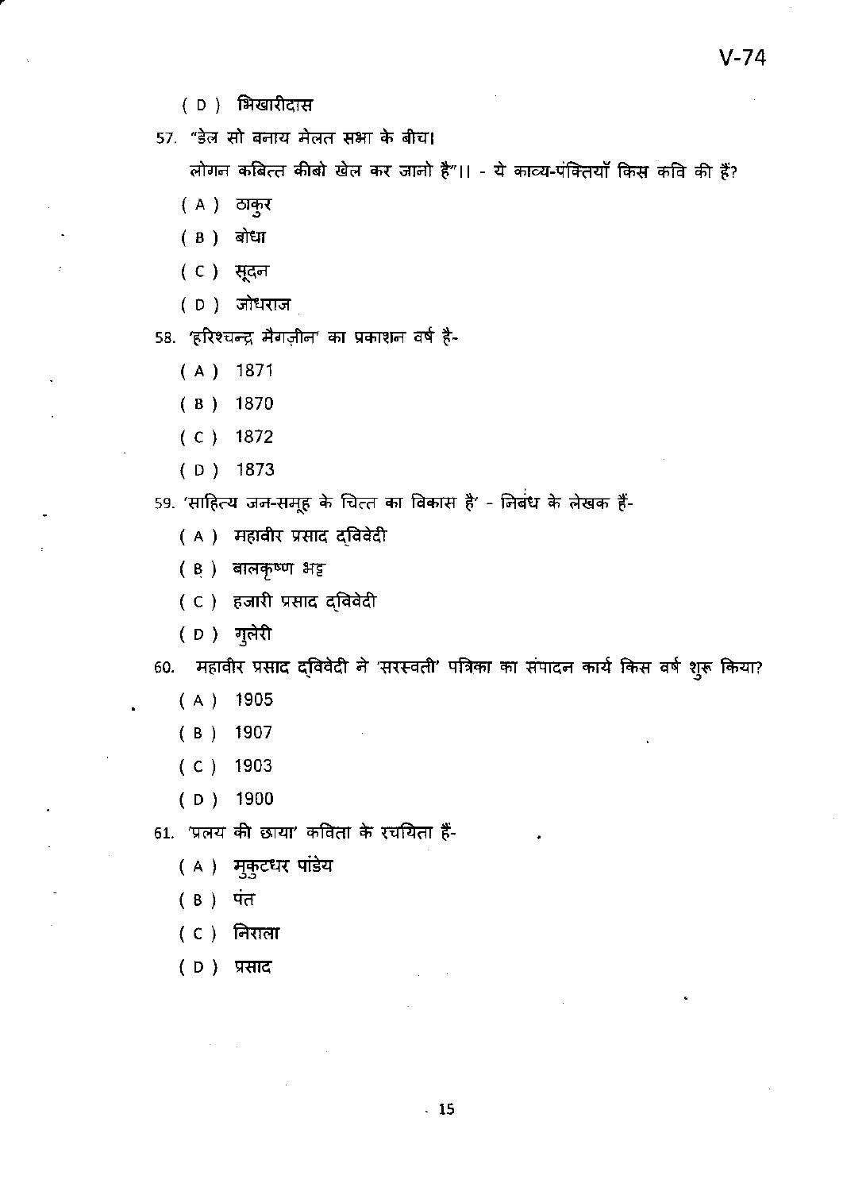( D ) भिखारीदास

57. "डेल सो बनाय मेलत सभा के बीच।

लोगन कबित्त कीबो खेल कर जानो है"।। - ये काव्य-पंक्तियाँ किस कवि की हैं?

( A ) ठाकुर

( B ) बोधा

( C ) सूदन

( D ) जोधराज

58. 'हरिश्चन्द्र मैगज़ीन' का प्रकाशन वर्ष है-

( A ) 1871

( B ) 1870

( C ) 1872

( D ) 1873

59. 'साहित्य जन-समूह के चित्त का विकास है' - निबंध के लेखक हैं-

( A ) महावीर प्रसाद द्विवेदी

( B ) बालकृष्ण भट्ट

( C ) हजारी प्रसाद द्विवेदी

( D ) गुलेरी

60. महावीर प्रसाद द्विवेदी ने 'सरस्वती' पत्रिका का संपादन कार्य किस वर्ष शुरू किया?

( A ) 1905

( B ) 1907

( C ) 1903

( D ) 1900

61. 'प्रलय की छाया' कविता के रचयिता हैं-

( A ) मुकुटधर पांडेय

( B ) पंत

( C ) निराला

( D ) प्रसाद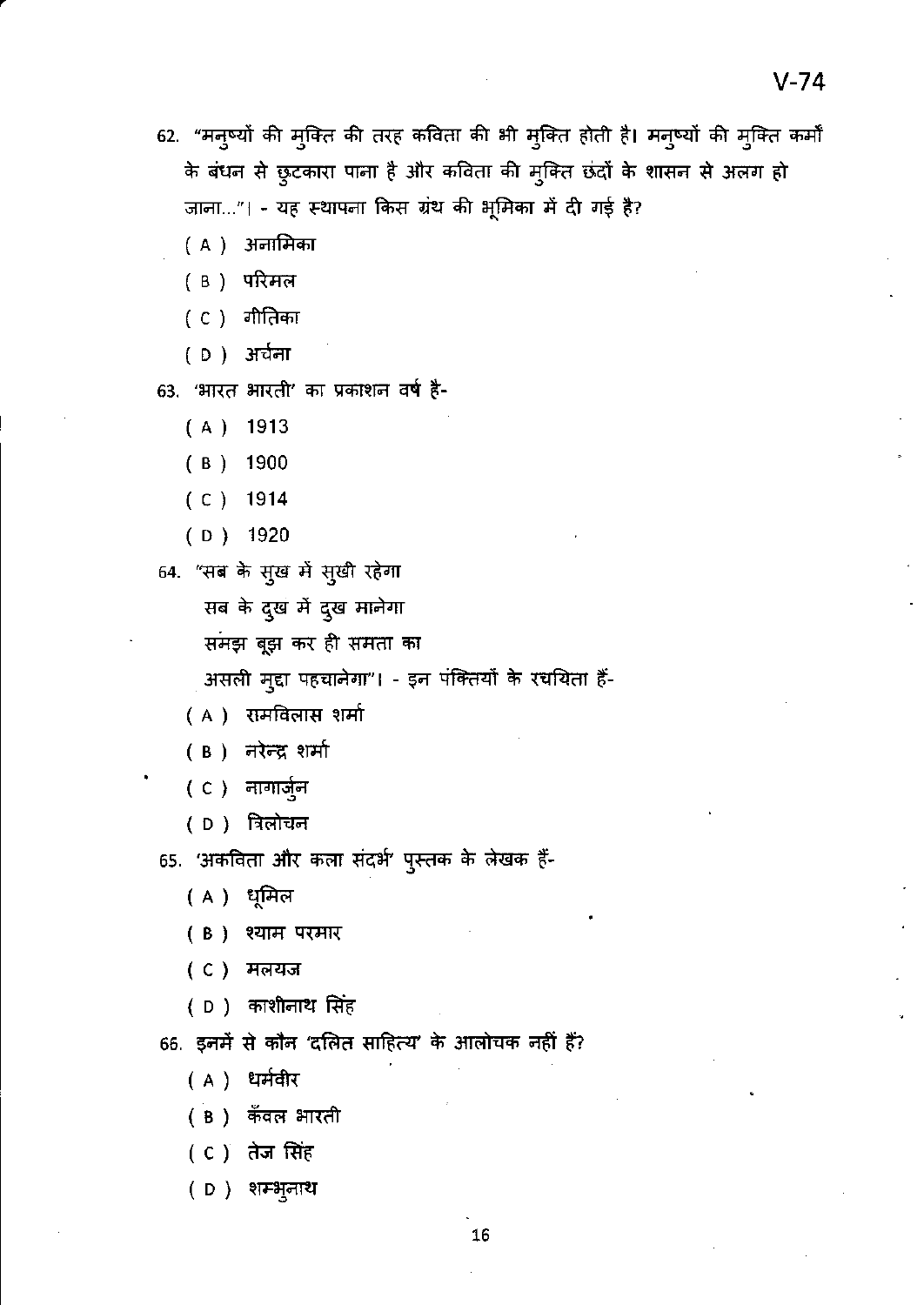62. "मनुष्यों की मुक्ति की तरह कविता की भी मुक्ति होती है। मनुष्यों की मुक्ति कर्मों के बंधन से छुटकारा पाना है और कविता की मुक्ति छंदों के शासन से अलग हो जाना..."। - यह स्थापना किस ग्रंथ की भूमिका में दी गई है?

   ( A ) अनामिका

   ( B ) परिमल

   ( C ) गीतिका

   ( D ) अर्चना

63. 'भारत भारती' का प्रकाशन वर्ष है-

   ( A ) 1913

   ( B ) 1900

   ( C ) 1914

   ( D ) 1920

64. "सब के सुख में सुखी रहेगा
   सब के दुख में दुख मानेगा
   समझ बूझ कर ही समता का
   असली मुद्दा पहचानेगा"। - इन पंक्तियों के रचयिता हैं-

   ( A ) रामविलास शर्मा

   ( B ) नरेन्द्र शर्मा

   ( C ) नागार्जुन

   ( D ) त्रिलोचन

65. 'अकविता और कला संदर्भ' पुस्तक के लेखक हैं-

   ( A ) धूमिल

   ( B ) श्याम परमार

   ( C ) मलयज

   ( D ) काशीनाथ सिंह

66. इनमें से कौन 'दलित साहित्य' के आलोचक नहीं हैं?

   ( A ) धर्मवीर

   ( B ) कँवल भारती

   ( C ) तेज सिंह

   ( D ) शम्भुनाथ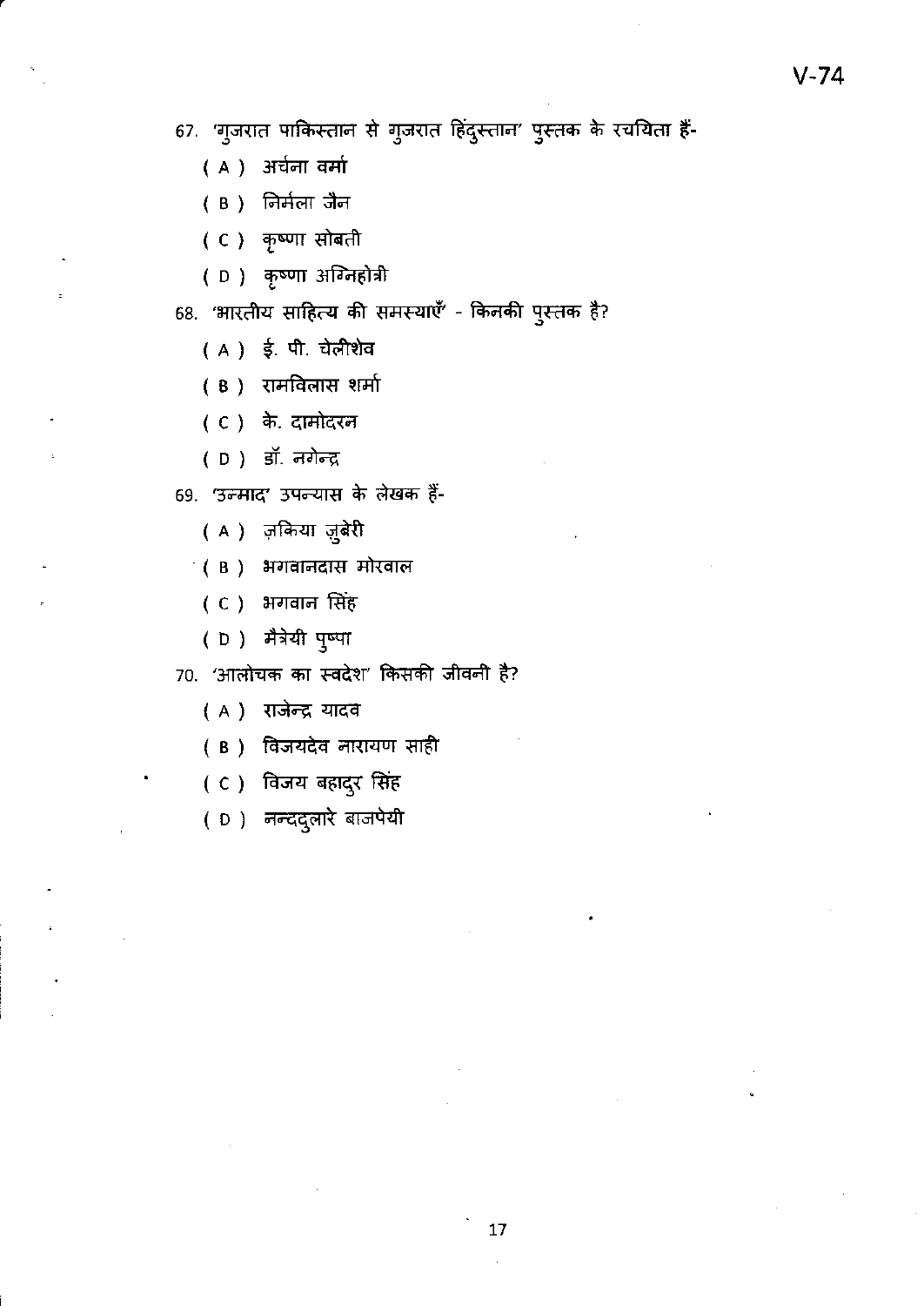67. 'गुजरात पाकिस्तान से गुजरात हिंदुस्तान' पुस्तक के रचयिता हैं-

   ( A ) अर्चना वर्मा

   ( B ) निर्मला जैन

   ( C ) कृष्णा सोबती

   ( D ) कृष्णा अग्निहोत्री

68. 'भारतीय साहित्य की समस्याएँ' - किनकी पुस्तक है?

   ( A ) ई. पी. चेलीशेव

   ( B ) रामविलास शर्मा

   ( C ) के. दामोदरन

   ( D ) डॉ. नगेन्द्र

69. 'उन्माद' उपन्यास के लेखक हैं-

   ( A ) ज़किया ज़ुबेरी

   ( B ) भगवानदास मोरवाल

   ( C ) भगवान सिंह

   ( D ) मैत्रेयी पुष्पा

70. 'आलोचक का स्वदेश' किसकी जीवनी है?

   ( A ) राजेन्द्र यादव

   ( B ) विजयदेव नारायण साही

   ( C ) विजय बहादुर सिंह

   ( D ) नन्ददुलारे बाजपेयी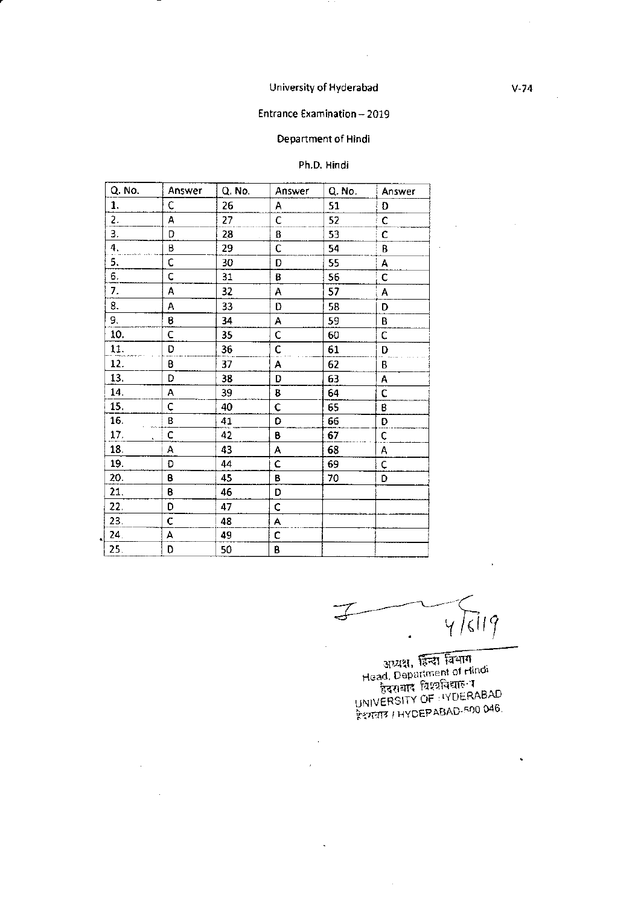University of Hyderabad

V-74

Entrance Examination – 2019

Department of Hindi

Ph.D. Hindi

| Q. No. | Answer | Q. No. | Answer | Q. No. | Answer |
|---|---|---|---|---|---|
| 1. | C | 26 | A | 51 | D |
| 2. | A | 27 | C | 52 | C |
| 3. | D | 28 | B | 53 | C |
| 4. | B | 29 | C | 54 | B |
| 5. | C | 30 | D | 55 | A |
| 6. | C | 31 | B | 56 | C |
| 7. | A | 32 | A | 57 | A |
| 8. | A | 33 | D | 58 | D |
| 9. | B | 34 | A | 59 | B |
| 10. | C | 35 | C | 60 | C |
| 11. | D | 36 | C | 61 | D |
| 12. | B | 37 | A | 62 | B |
| 13. | D | 38 | D | 63 | A |
| 14. | A | 39 | B | 64 | C |
| 15. | C | 40 | C | 65 | B |
| 16. | B | 41 | D | 66 | D |
| 17. | C | 42 | B | 67 | C |
| 18. | A | 43 | A | 68 | A |
| 19. | D | 44 | C | 69 | C |
| 20. | B | 45 | B | 70 | D |
| 21. | B | 46 | D | | |
| 22. | D | 47 | C | | |
| 23. | C | 48 | A | | |
| 24. | A | 49 | C | | |
| 25. | D | 50 | B | | |

4/6/19

अध्यक्ष, हिन्दी विभाग
Head, Department of Hindi
हैदराबाद विश्वविद्यालय
UNIVERSITY OF HYDERABAD
हैदराबाद / HYDERABAD-500 046.